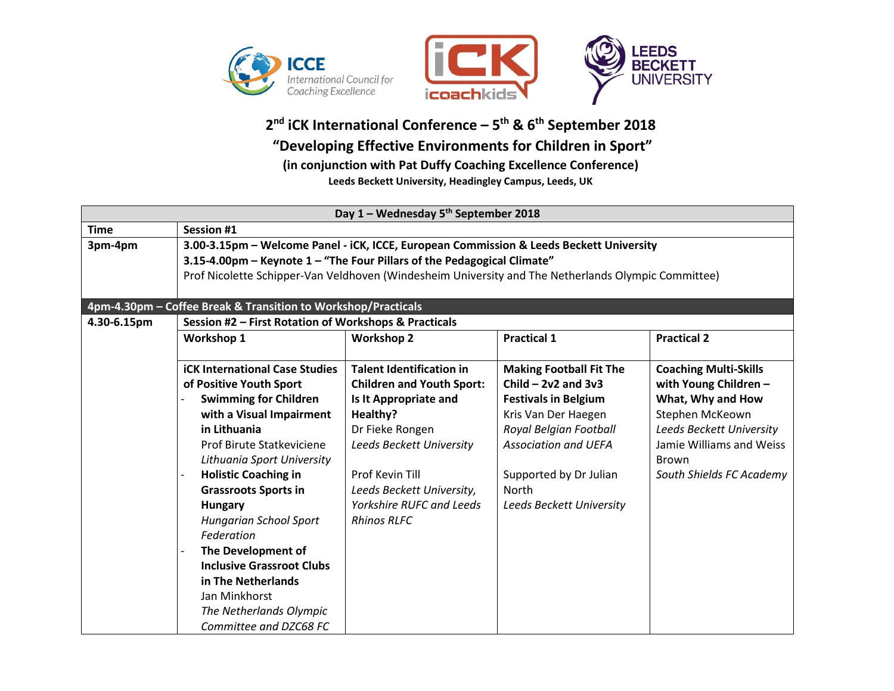# 2nd iCK International Conference – 5th & 6th September 2018

## "Developing Effective Environments for Children in Sport"

### (in conjunction with Pat Duffy Coaching Excellence Conference)

**Leeds Beckett University, Headingley Campus, Leeds, UK**

| **Day 1 – Wednesday 5th September 2018** | | | | |
|---|---|---|---|---|
| **Time** | **Session #1** | | | |
| **3pm-4pm** | **3.00-3.15pm – Welcome Panel - iCK, ICCE, European Commission & Leeds Beckett University**<br>**3.15-4.00pm – Keynote 1 – "The Four Pillars of the Pedagogical Climate"**<br>Prof Nicolette Schipper-Van Veldhoven (Windesheim University and The Netherlands Olympic Committee) | | | |
| **4pm-4.30pm – Coffee Break & Transition to Workshop/Practicals** | | | | |
| **4.30-6.15pm** | **Session #2 – First Rotation of Workshops & Practicals** | | | |
| | **Workshop 1** | **Workshop 2** | **Practical 1** | **Practical 2** |
| | **iCK International Case Studies of Positive Youth Sport**<br>- **Swimming for Children with a Visual Impairment in Lithuania**<br>Prof Birute Statkeviciene<br>*Lithuania Sport University*<br>- **Holistic Coaching in Grassroots Sports in Hungary**<br>*Hungarian School Sport Federation*<br>- **The Development of Inclusive Grassroot Clubs in The Netherlands**<br>Jan Minkhorst<br>*The Netherlands Olympic Committee and DZC68 FC* | **Talent Identification in Children and Youth Sport: Is It Appropriate and Healthy?**<br>Dr Fieke Rongen<br>*Leeds Beckett University*<br><br>Prof Kevin Till<br>*Leeds Beckett University, Yorkshire RUFC and Leeds Rhinos RLFC* | **Making Football Fit The Child – 2v2 and 3v3 Festivals in Belgium**<br>Kris Van Der Haegen<br>*Royal Belgian Football Association and UEFA*<br><br>Supported by Dr Julian North<br>*Leeds Beckett University* | **Coaching Multi-Skills with Young Children – What, Why and How**<br>Stephen McKeown<br>*Leeds Beckett University*<br>Jamie Williams and Weiss Brown<br>*South Shields FC Academy* |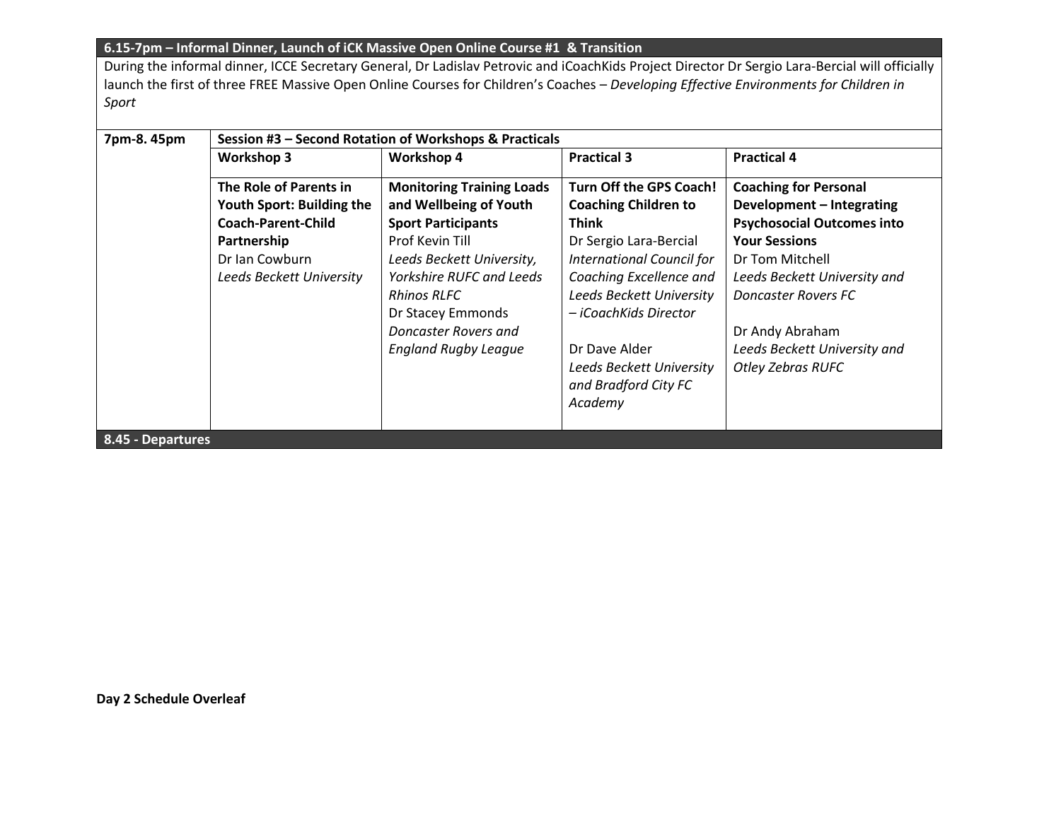**6.15-7pm – Informal Dinner, Launch of iCK Massive Open Online Course #1 & Transition**

During the informal dinner, ICCE Secretary General, Dr Ladislav Petrovic and iCoachKids Project Director Dr Sergio Lara-Bercial will officially launch the first of three FREE Massive Open Online Courses for Children's Coaches – *Developing Effective Environments for Children in Sport*

| 7pm-8. 45pm | **Session #3 – Second Rotation of Workshops & Practicals** | | | |
|---|---|---|---|---|
| | **Workshop 3** | **Workshop 4** | **Practical 3** | **Practical 4** |
| | **The Role of Parents in Youth Sport: Building the Coach-Parent-Child Partnership**<br>Dr Ian Cowburn<br>*Leeds Beckett University* | **Monitoring Training Loads and Wellbeing of Youth Sport Participants**<br>Prof Kevin Till<br>*Leeds Beckett University, Yorkshire RUFC and Leeds Rhinos RLFC*<br>Dr Stacey Emmonds<br>*Doncaster Rovers and England Rugby League* | **Turn Off the GPS Coach! Coaching Children to Think**<br>Dr Sergio Lara-Bercial<br>*International Council for Coaching Excellence and Leeds Beckett University – iCoachKids Director*<br><br>Dr Dave Alder<br>*Leeds Beckett University and Bradford City FC Academy* | **Coaching for Personal Development – Integrating Psychosocial Outcomes into Your Sessions**<br>Dr Tom Mitchell<br>*Leeds Beckett University and Doncaster Rovers FC*<br><br>Dr Andy Abraham<br>*Leeds Beckett University and Otley Zebras RUFC* |

**8.45 - Departures**

**Day 2 Schedule Overleaf**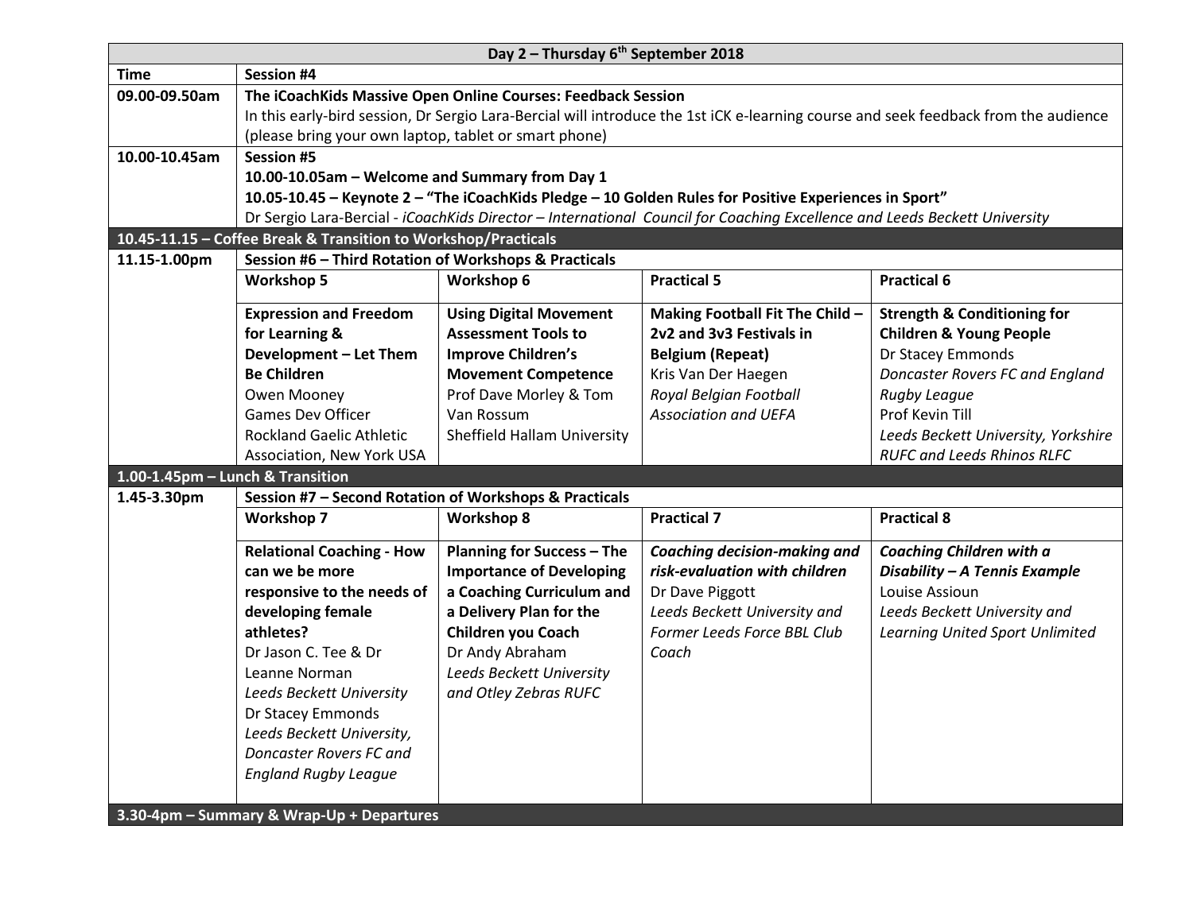| Day 2 – Thursday 6th September 2018 | | | | |
|---|---|---|---|---|
| **Time** | **Session #4** | | | |
| **09.00-09.50am** | **The iCoachKids Massive Open Online Courses: Feedback Session**<br>In this early-bird session, Dr Sergio Lara-Bercial will introduce the 1st iCK e-learning course and seek feedback from the audience (please bring your own laptop, tablet or smart phone) | | | |
| **10.00-10.45am** | **Session #5**<br>**10.00-10.05am – Welcome and Summary from Day 1**<br>**10.05-10.45 – Keynote 2 – "The iCoachKids Pledge – 10 Golden Rules for Positive Experiences in Sport"**<br>Dr Sergio Lara-Bercial - *iCoachKids Director – International Council for Coaching Excellence and Leeds Beckett University* | | | |
| **10.45-11.15 – Coffee Break & Transition to Workshop/Practicals** | | | | |
| **11.15-1.00pm** | **Session #6 – Third Rotation of Workshops & Practicals** | | | |
| | **Workshop 5** | **Workshop 6** | **Practical 5** | **Practical 6** |
| | **Expression and Freedom for Learning & Development – Let Them Be Children**<br>Owen Mooney<br>Games Dev Officer<br>Rockland Gaelic Athletic Association, New York USA | **Using Digital Movement Assessment Tools to Improve Children's Movement Competence**<br>Prof Dave Morley & Tom Van Rossum<br>Sheffield Hallam University | **Making Football Fit The Child – 2v2 and 3v3 Festivals in Belgium (Repeat)**<br>Kris Van Der Haegen<br>*Royal Belgian Football Association and UEFA* | **Strength & Conditioning for Children & Young People**<br>Dr Stacey Emmonds<br>*Doncaster Rovers FC and England Rugby League*<br>Prof Kevin Till<br>*Leeds Beckett University, Yorkshire RUFC and Leeds Rhinos RLFC* |
| **1.00-1.45pm – Lunch & Transition** | | | | |
| **1.45-3.30pm** | **Session #7 – Second Rotation of Workshops & Practicals** | | | |
| | **Workshop 7** | **Workshop 8** | **Practical 7** | **Practical 8** |
| | **Relational Coaching - How can we be more responsive to the needs of developing female athletes?**<br>Dr Jason C. Tee & Dr Leanne Norman<br>*Leeds Beckett University*<br>Dr Stacey Emmonds<br>*Leeds Beckett University, Doncaster Rovers FC and England Rugby League* | **Planning for Success – The Importance of Developing a Coaching Curriculum and a Delivery Plan for the Children you Coach**<br>Dr Andy Abraham<br>*Leeds Beckett University and Otley Zebras RUFC* | ***Coaching decision-making and risk-evaluation with children***<br>Dr Dave Piggott<br>*Leeds Beckett University and Former Leeds Force BBL Club Coach* | ***Coaching Children with a Disability – A Tennis Example***<br>Louise Assioun<br>*Leeds Beckett University and Learning United Sport Unlimited* |
| **3.30-4pm – Summary & Wrap-Up + Departures** | | | | |